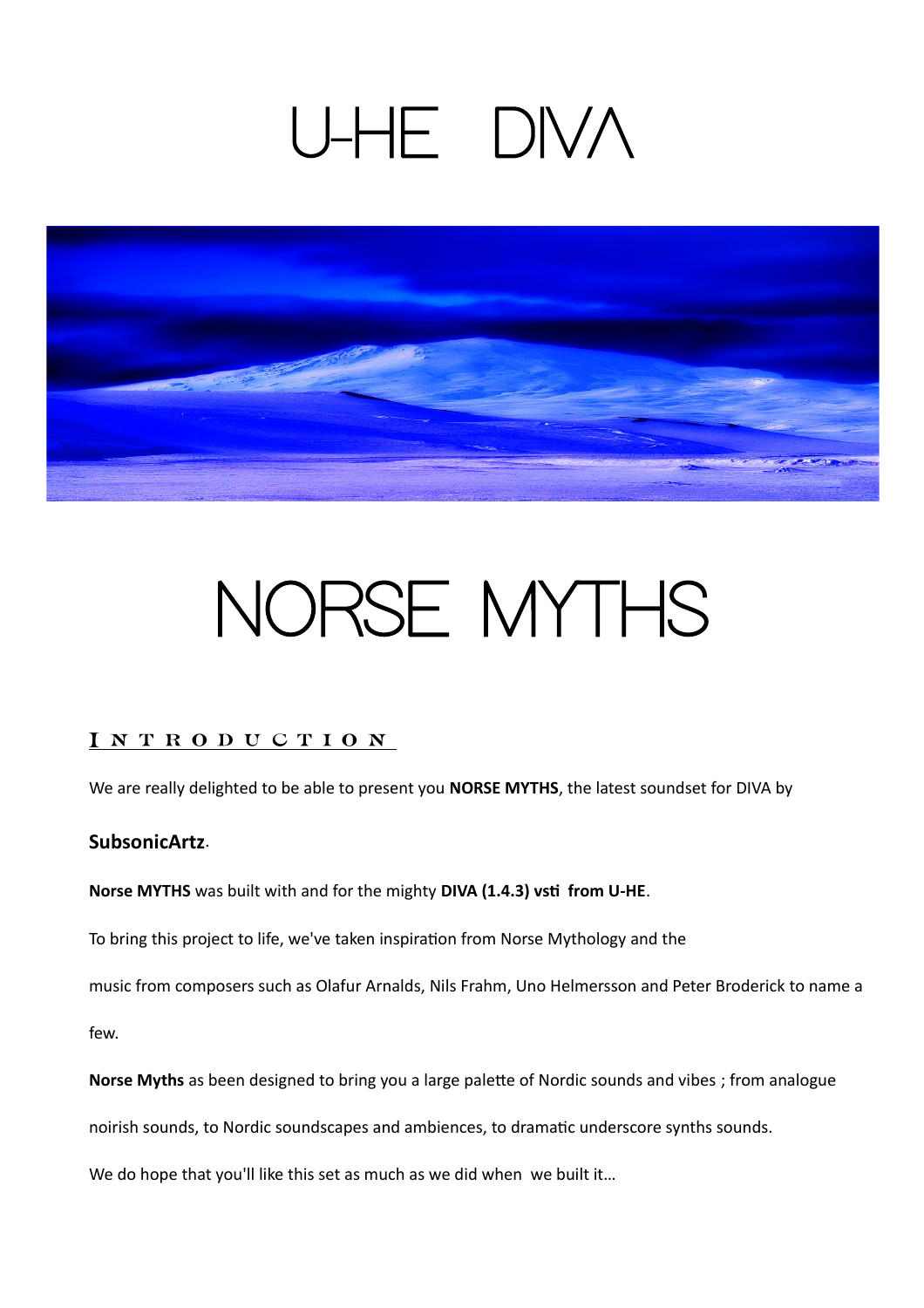# U-HE DIVA

# NORSE MYTHS

## INTRODUCTION

We are really delighted to be able to present you **NORSE MYTHS**, the latest soundset for DIVA by

**SubsonicArtz**.

**Norse MYTHS** was built with and for the mighty **DIVA (1.4.3) vsti from U-HE**.

To bring this project to life, we've taken inspiration from Norse Mythology and the

music from composers such as Olafur Arnalds, Nils Frahm, Uno Helmersson and Peter Broderick to name a

few.

**Norse Myths** as been designed to bring you a large palette of Nordic sounds and vibes ; from analogue

noirish sounds, to Nordic soundscapes and ambiences, to dramatic underscore synths sounds.

We do hope that you'll like this set as much as we did when we built it…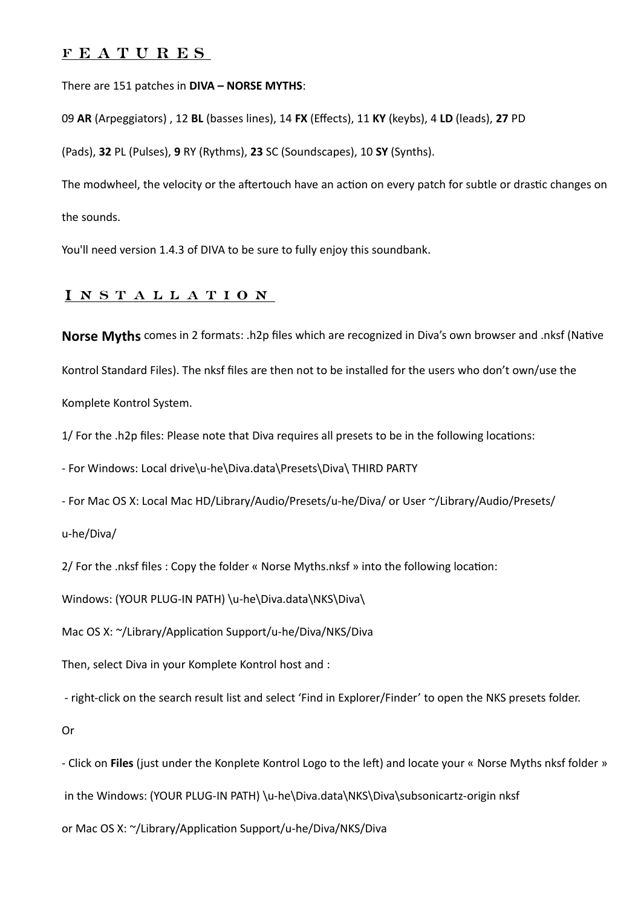## FEATURES

There are 151 patches in **DIVA – NORSE MYTHS**:

09 **AR** (Arpeggiators) , 12 **BL** (basses lines), 14 **FX** (Effects), 11 **KY** (keybs), 4 **LD** (leads), **27** PD (Pads), **32** PL (Pulses), **9** RY (Rythms), **23** SC (Soundscapes), 10 **SY** (Synths).

The modwheel, the velocity or the aftertouch have an action on every patch for subtle or drastic changes on the sounds.

You'll need version 1.4.3 of DIVA to be sure to fully enjoy this soundbank.

## INSTALLATION

**Norse Myths** comes in 2 formats: .h2p files which are recognized in Diva's own browser and .nksf (Native Kontrol Standard Files). The nksf files are then not to be installed for the users who don't own/use the Komplete Kontrol System.

1/ For the .h2p files: Please note that Diva requires all presets to be in the following locations:

- For Windows: Local drive\u-he\Diva.data\Presets\Diva\ THIRD PARTY

- For Mac OS X: Local Mac HD/Library/Audio/Presets/u-he/Diva/ or User ~/Library/Audio/Presets/u-he/Diva/

2/ For the .nksf files : Copy the folder « Norse Myths.nksf » into the following location:

Windows: (YOUR PLUG-IN PATH) \u-he\Diva.data\NKS\Diva\

Mac OS X: ~/Library/Application Support/u-he/Diva/NKS/Diva

Then, select Diva in your Komplete Kontrol host and :

- right-click on the search result list and select 'Find in Explorer/Finder' to open the NKS presets folder.

Or

- Click on **Files** (just under the Konplete Kontrol Logo to the left) and locate your « Norse Myths nksf folder » in the Windows: (YOUR PLUG-IN PATH) \u-he\Diva.data\NKS\Diva\subsonicartz-origin nksf

or Mac OS X: ~/Library/Application Support/u-he/Diva/NKS/Diva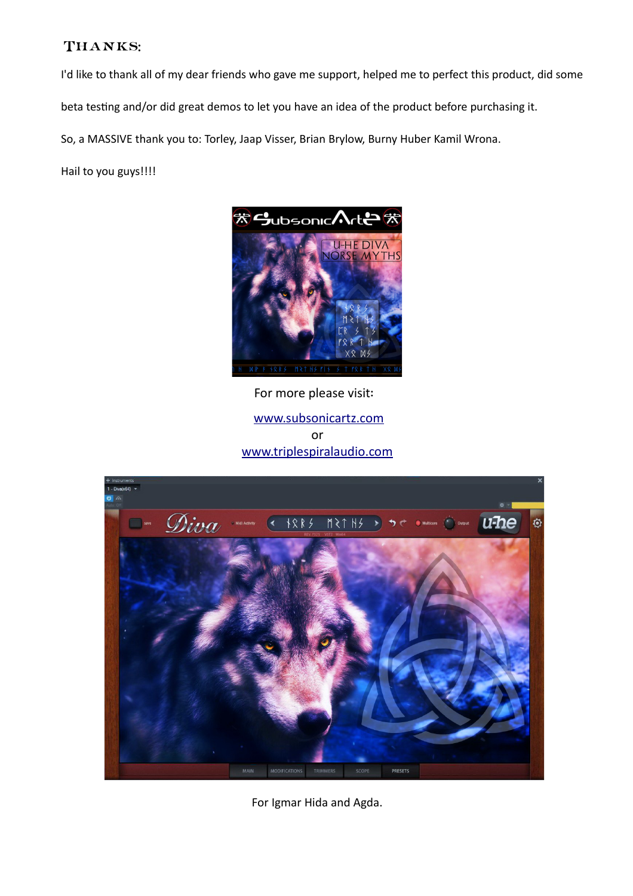# Thanks:

I'd like to thank all of my dear friends who gave me support, helped me to perfect this product, did some beta testing and/or did great demos to let you have an idea of the product before purchasing it.

So, a MASSIVE thank you to: Torley, Jaap Visser, Brian Brylow, Burny Huber Kamil Wrona.

Hail to you guys!!!!

For more please visit:

www.subsonicartz.com

or

www.triplespiralaudio.com

For Igmar Hida and Agda.